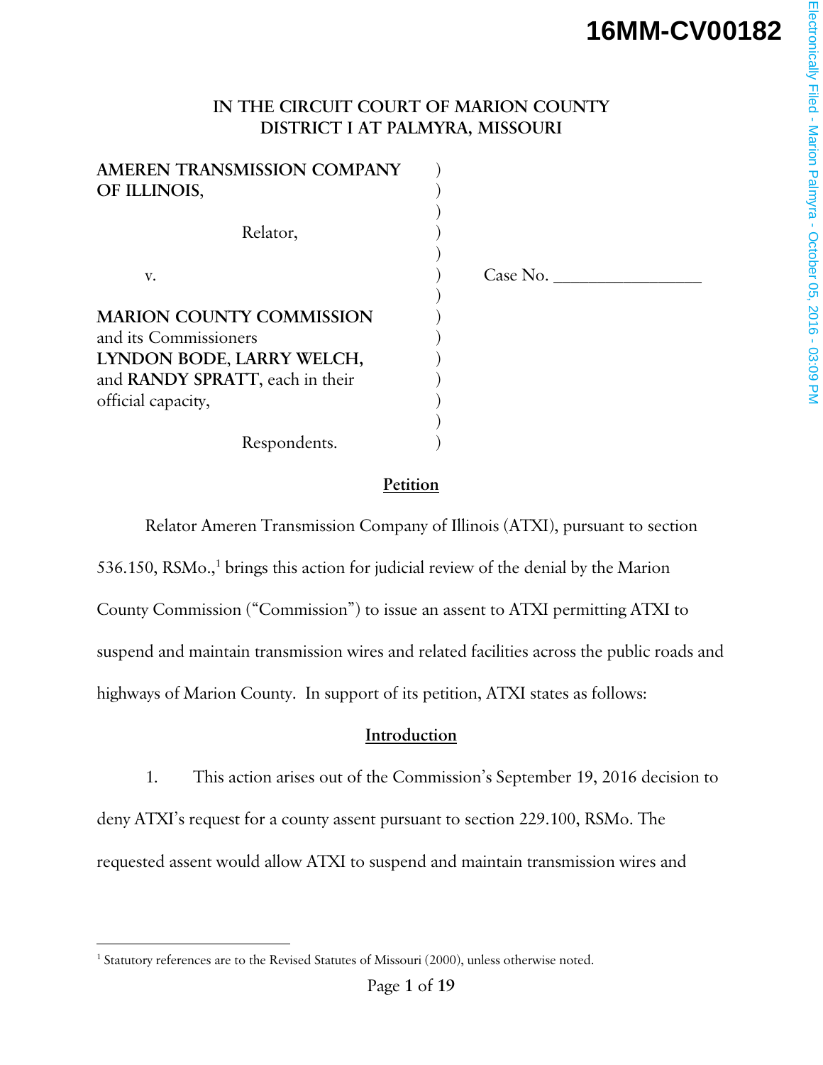**16MM-CV00182**

Electronically Filed - Marion Palmyra - October 05, 2016 - 03:09 PM

IN THE CIRCUIT COURT OF MARION COUNTY
DISTRICT I AT PALMYRA, MISSOURI

**AMEREN TRANSMISSION COMPANY OF ILLINOIS,**

Relator,

v.

**MARION COUNTY COMMISSION** and its Commissioners **LYNDON BODE, LARRY WELCH,** and **RANDY SPRATT**, each in their official capacity,

Respondents.

Case No. \_\_\_\_\_\_\_\_\_\_\_\_\_\_\_\_\_\_

## Petition

Relator Ameren Transmission Company of Illinois (ATXI), pursuant to section 536.150, RSMo.,[1] brings this action for judicial review of the denial by the Marion County Commission ("Commission") to issue an assent to ATXI permitting ATXI to suspend and maintain transmission wires and related facilities across the public roads and highways of Marion County. In support of its petition, ATXI states as follows:

## Introduction

1. This action arises out of the Commission's September 19, 2016 decision to deny ATXI's request for a county assent pursuant to section 229.100, RSMo. The requested assent would allow ATXI to suspend and maintain transmission wires and

[1] Statutory references are to the Revised Statutes of Missouri (2000), unless otherwise noted.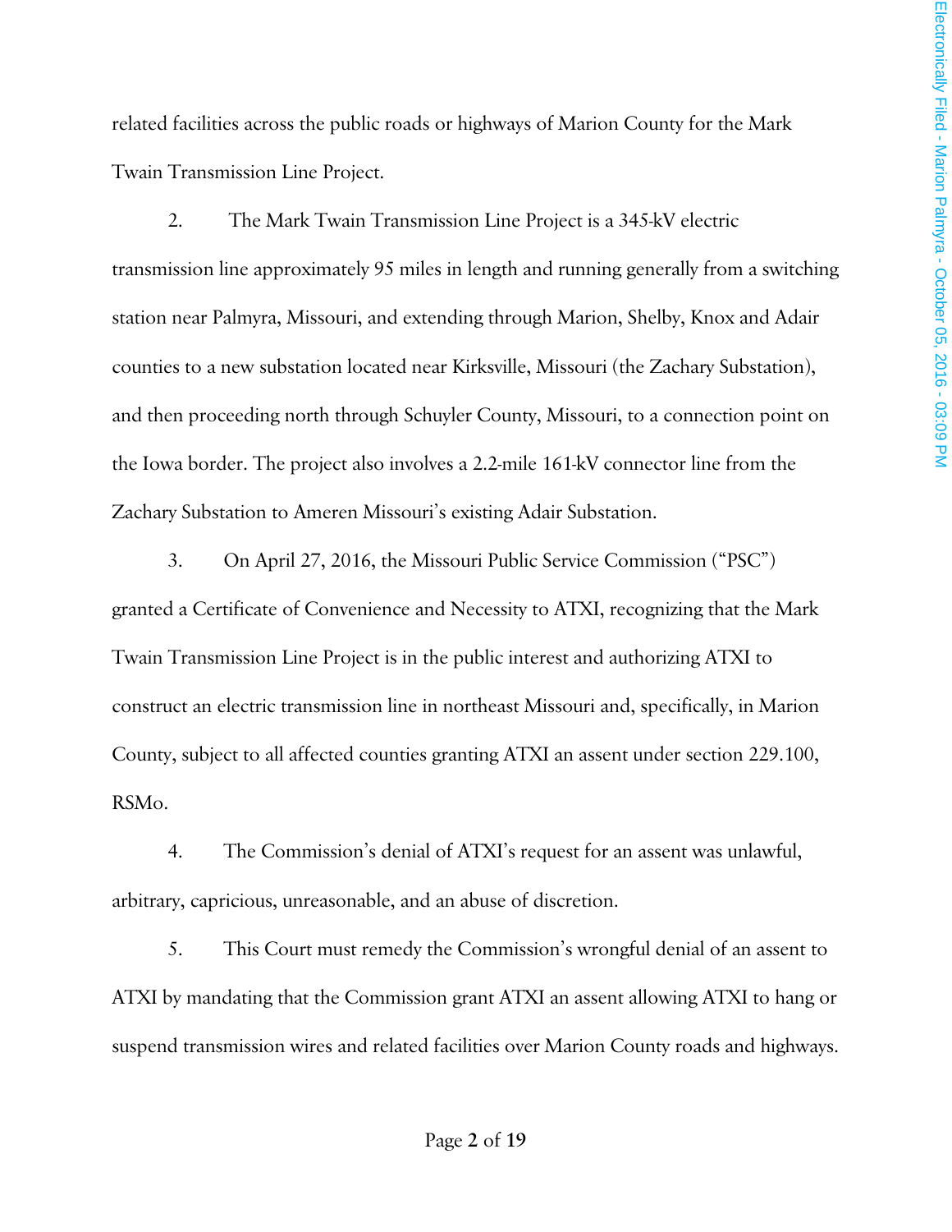related facilities across the public roads or highways of Marion County for the Mark Twain Transmission Line Project.

2. The Mark Twain Transmission Line Project is a 345-kV electric transmission line approximately 95 miles in length and running generally from a switching station near Palmyra, Missouri, and extending through Marion, Shelby, Knox and Adair counties to a new substation located near Kirksville, Missouri (the Zachary Substation), and then proceeding north through Schuyler County, Missouri, to a connection point on the Iowa border. The project also involves a 2.2-mile 161-kV connector line from the Zachary Substation to Ameren Missouri's existing Adair Substation.

3. On April 27, 2016, the Missouri Public Service Commission ("PSC") granted a Certificate of Convenience and Necessity to ATXI, recognizing that the Mark Twain Transmission Line Project is in the public interest and authorizing ATXI to construct an electric transmission line in northeast Missouri and, specifically, in Marion County, subject to all affected counties granting ATXI an assent under section 229.100, RSMo.

4. The Commission's denial of ATXI's request for an assent was unlawful, arbitrary, capricious, unreasonable, and an abuse of discretion.

5. This Court must remedy the Commission's wrongful denial of an assent to ATXI by mandating that the Commission grant ATXI an assent allowing ATXI to hang or suspend transmission wires and related facilities over Marion County roads and highways.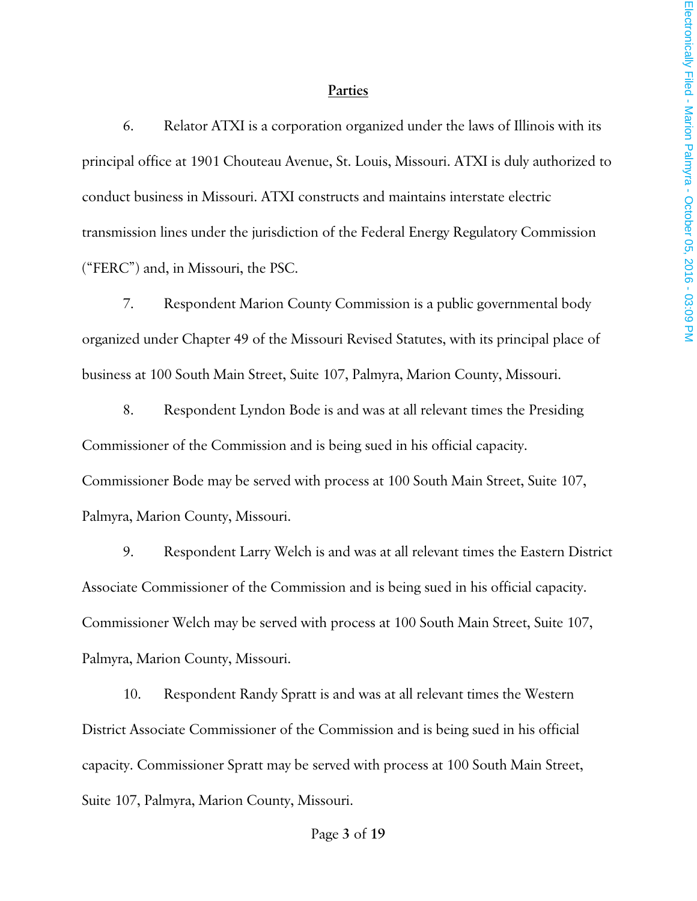## Parties

6. Relator ATXI is a corporation organized under the laws of Illinois with its principal office at 1901 Chouteau Avenue, St. Louis, Missouri. ATXI is duly authorized to conduct business in Missouri. ATXI constructs and maintains interstate electric transmission lines under the jurisdiction of the Federal Energy Regulatory Commission ("FERC") and, in Missouri, the PSC.

7. Respondent Marion County Commission is a public governmental body organized under Chapter 49 of the Missouri Revised Statutes, with its principal place of business at 100 South Main Street, Suite 107, Palmyra, Marion County, Missouri.

8. Respondent Lyndon Bode is and was at all relevant times the Presiding Commissioner of the Commission and is being sued in his official capacity. Commissioner Bode may be served with process at 100 South Main Street, Suite 107, Palmyra, Marion County, Missouri.

9. Respondent Larry Welch is and was at all relevant times the Eastern District Associate Commissioner of the Commission and is being sued in his official capacity. Commissioner Welch may be served with process at 100 South Main Street, Suite 107, Palmyra, Marion County, Missouri.

10. Respondent Randy Spratt is and was at all relevant times the Western District Associate Commissioner of the Commission and is being sued in his official capacity. Commissioner Spratt may be served with process at 100 South Main Street, Suite 107, Palmyra, Marion County, Missouri.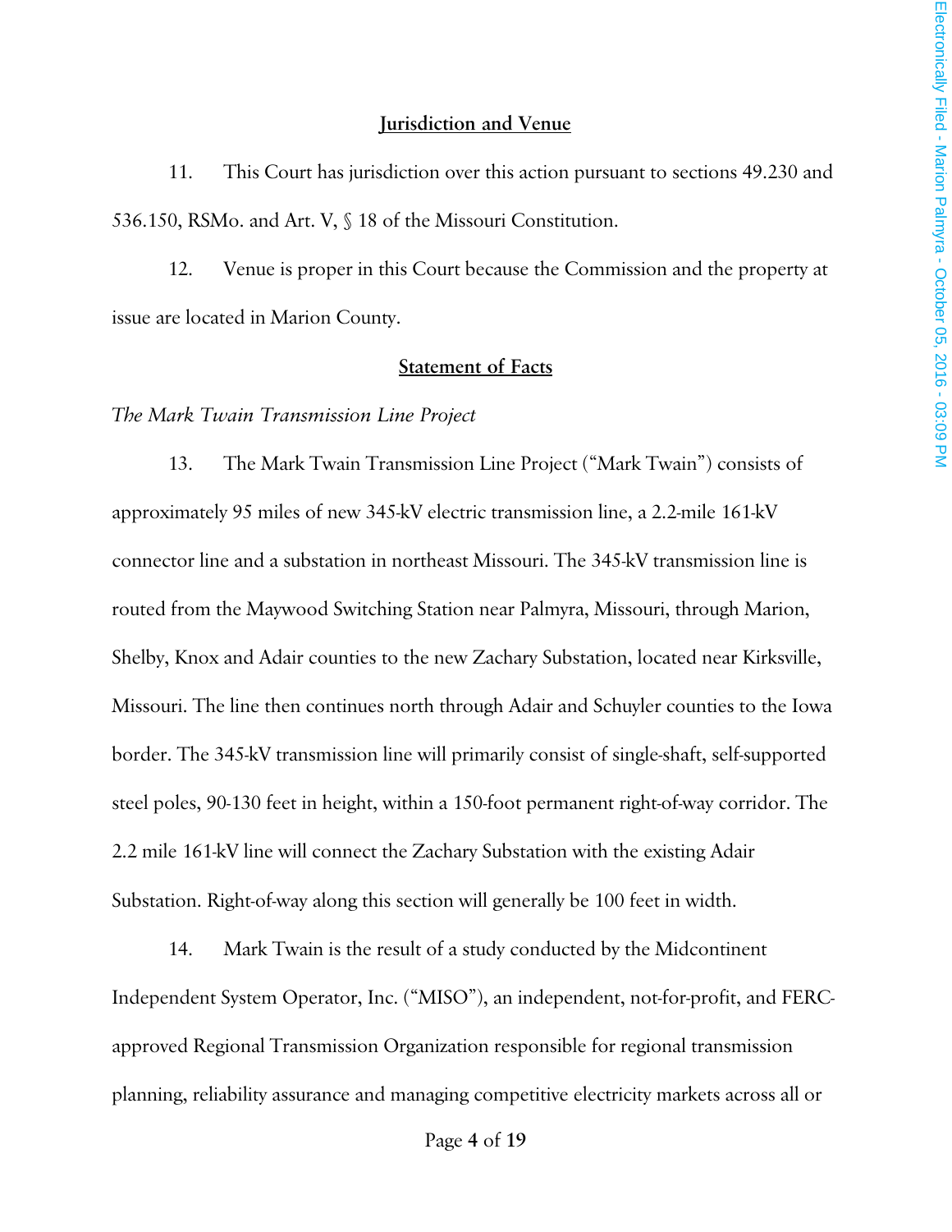## Jurisdiction and Venue

11. This Court has jurisdiction over this action pursuant to sections 49.230 and 536.150, RSMo. and Art. V, § 18 of the Missouri Constitution.

12. Venue is proper in this Court because the Commission and the property at issue are located in Marion County.

## Statement of Facts

*The Mark Twain Transmission Line Project*

13. The Mark Twain Transmission Line Project ("Mark Twain") consists of approximately 95 miles of new 345-kV electric transmission line, a 2.2-mile 161-kV connector line and a substation in northeast Missouri. The 345-kV transmission line is routed from the Maywood Switching Station near Palmyra, Missouri, through Marion, Shelby, Knox and Adair counties to the new Zachary Substation, located near Kirksville, Missouri. The line then continues north through Adair and Schuyler counties to the Iowa border. The 345-kV transmission line will primarily consist of single-shaft, self-supported steel poles, 90-130 feet in height, within a 150-foot permanent right-of-way corridor. The 2.2 mile 161-kV line will connect the Zachary Substation with the existing Adair Substation. Right-of-way along this section will generally be 100 feet in width.

14. Mark Twain is the result of a study conducted by the Midcontinent Independent System Operator, Inc. ("MISO"), an independent, not-for-profit, and FERC-approved Regional Transmission Organization responsible for regional transmission planning, reliability assurance and managing competitive electricity markets across all or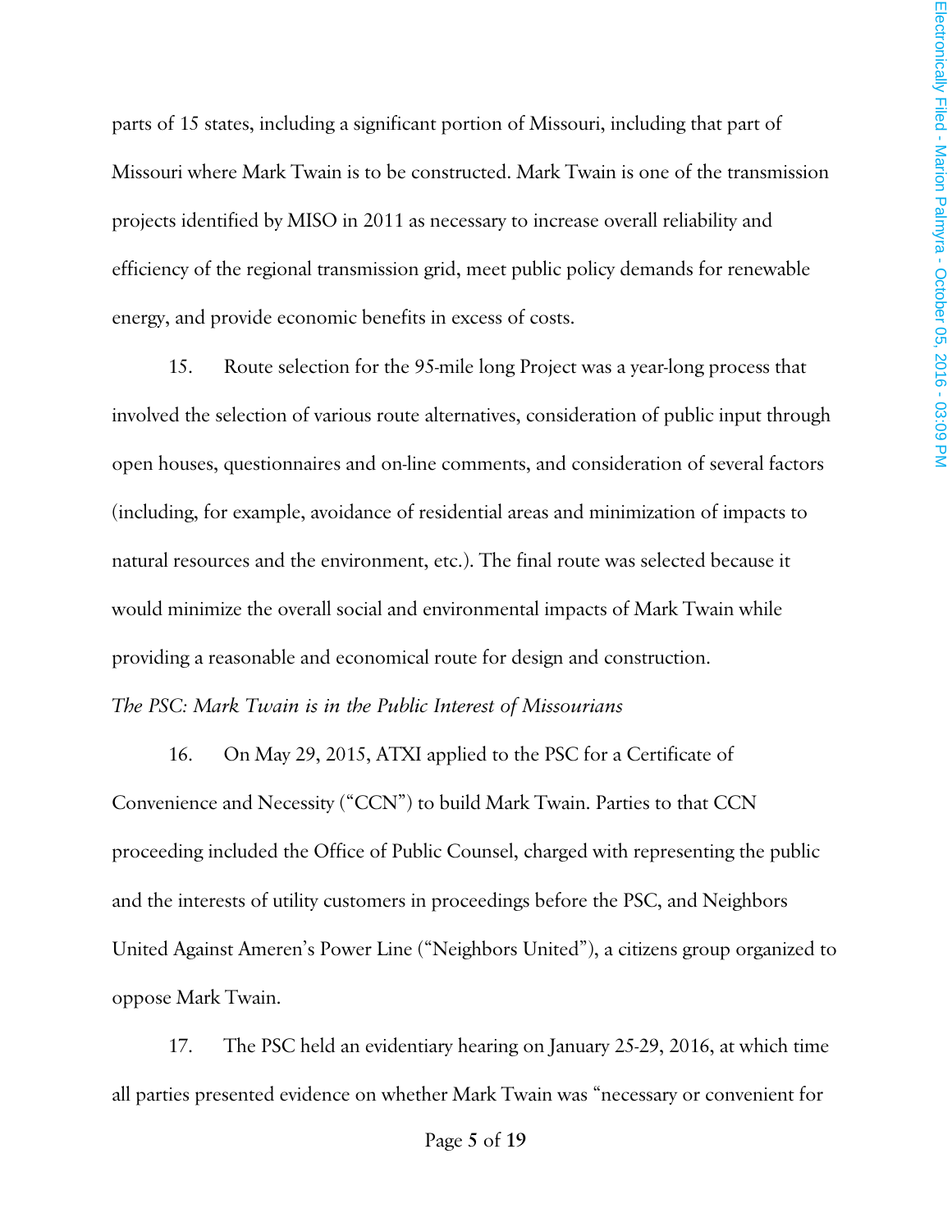parts of 15 states, including a significant portion of Missouri, including that part of Missouri where Mark Twain is to be constructed. Mark Twain is one of the transmission projects identified by MISO in 2011 as necessary to increase overall reliability and efficiency of the regional transmission grid, meet public policy demands for renewable energy, and provide economic benefits in excess of costs.

15. Route selection for the 95-mile long Project was a year-long process that involved the selection of various route alternatives, consideration of public input through open houses, questionnaires and on-line comments, and consideration of several factors (including, for example, avoidance of residential areas and minimization of impacts to natural resources and the environment, etc.). The final route was selected because it would minimize the overall social and environmental impacts of Mark Twain while providing a reasonable and economical route for design and construction.

*The PSC: Mark Twain is in the Public Interest of Missourians*

16. On May 29, 2015, ATXI applied to the PSC for a Certificate of Convenience and Necessity ("CCN") to build Mark Twain. Parties to that CCN proceeding included the Office of Public Counsel, charged with representing the public and the interests of utility customers in proceedings before the PSC, and Neighbors United Against Ameren's Power Line ("Neighbors United"), a citizens group organized to oppose Mark Twain.

17. The PSC held an evidentiary hearing on January 25-29, 2016, at which time all parties presented evidence on whether Mark Twain was "necessary or convenient for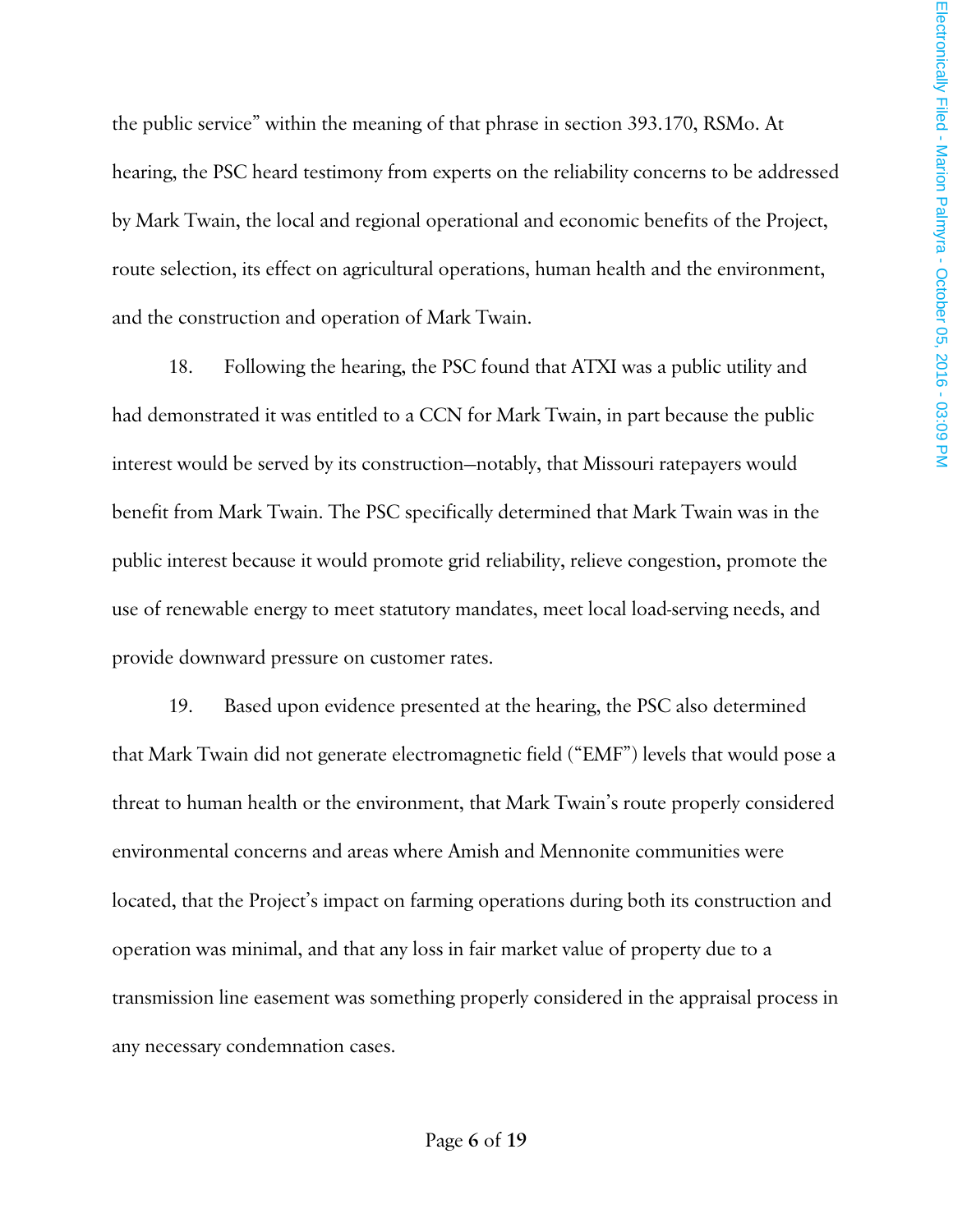the public service" within the meaning of that phrase in section 393.170, RSMo. At hearing, the PSC heard testimony from experts on the reliability concerns to be addressed by Mark Twain, the local and regional operational and economic benefits of the Project, route selection, its effect on agricultural operations, human health and the environment, and the construction and operation of Mark Twain.

18. Following the hearing, the PSC found that ATXI was a public utility and had demonstrated it was entitled to a CCN for Mark Twain, in part because the public interest would be served by its construction—notably, that Missouri ratepayers would benefit from Mark Twain. The PSC specifically determined that Mark Twain was in the public interest because it would promote grid reliability, relieve congestion, promote the use of renewable energy to meet statutory mandates, meet local load-serving needs, and provide downward pressure on customer rates.

19. Based upon evidence presented at the hearing, the PSC also determined that Mark Twain did not generate electromagnetic field ("EMF") levels that would pose a threat to human health or the environment, that Mark Twain's route properly considered environmental concerns and areas where Amish and Mennonite communities were located, that the Project's impact on farming operations during both its construction and operation was minimal, and that any loss in fair market value of property due to a transmission line easement was something properly considered in the appraisal process in any necessary condemnation cases.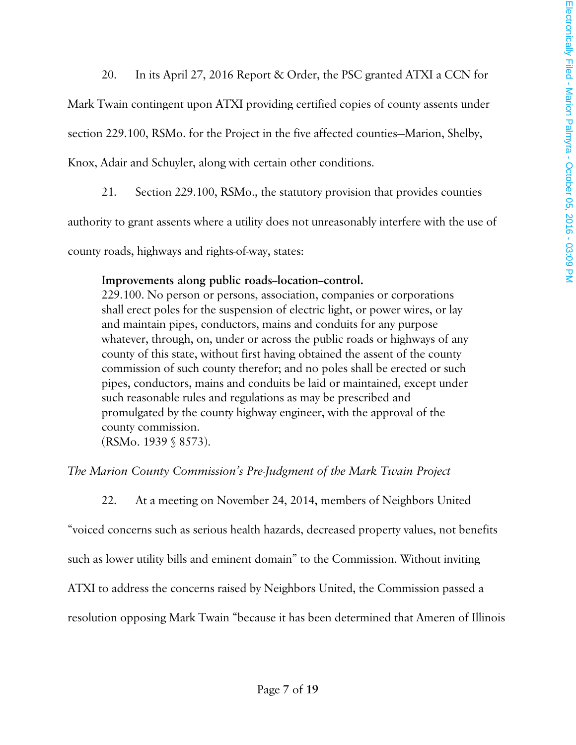20. In its April 27, 2016 Report & Order, the PSC granted ATXI a CCN for Mark Twain contingent upon ATXI providing certified copies of county assents under section 229.100, RSMo. for the Project in the five affected counties—Marion, Shelby, Knox, Adair and Schuyler, along with certain other conditions.

21. Section 229.100, RSMo., the statutory provision that provides counties authority to grant assents where a utility does not unreasonably interfere with the use of county roads, highways and rights-of-way, states:

> **Improvements along public roads–location–control.**
> 229.100. No person or persons, association, companies or corporations shall erect poles for the suspension of electric light, or power wires, or lay and maintain pipes, conductors, mains and conduits for any purpose whatever, through, on, under or across the public roads or highways of any county of this state, without first having obtained the assent of the county commission of such county therefor; and no poles shall be erected or such pipes, conductors, mains and conduits be laid or maintained, except under such reasonable rules and regulations as may be prescribed and promulgated by the county highway engineer, with the approval of the county commission.
> (RSMo. 1939 § 8573).

*The Marion County Commission's Pre-Judgment of the Mark Twain Project*

22. At a meeting on November 24, 2014, members of Neighbors United "voiced concerns such as serious health hazards, decreased property values, not benefits such as lower utility bills and eminent domain" to the Commission. Without inviting ATXI to address the concerns raised by Neighbors United, the Commission passed a resolution opposing Mark Twain "because it has been determined that Ameren of Illinois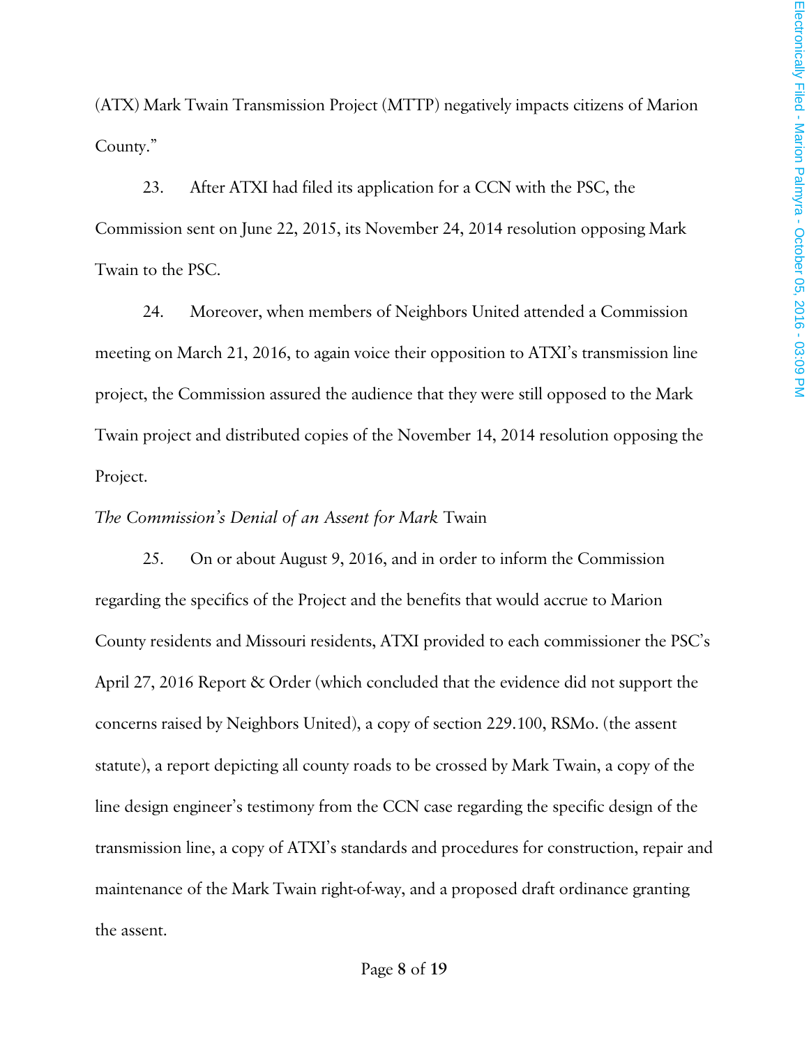(ATX) Mark Twain Transmission Project (MTTP) negatively impacts citizens of Marion County."

23. After ATXI had filed its application for a CCN with the PSC, the Commission sent on June 22, 2015, its November 24, 2014 resolution opposing Mark Twain to the PSC.

24. Moreover, when members of Neighbors United attended a Commission meeting on March 21, 2016, to again voice their opposition to ATXI's transmission line project, the Commission assured the audience that they were still opposed to the Mark Twain project and distributed copies of the November 14, 2014 resolution opposing the Project.

*The Commission's Denial of an Assent for Mark* Twain

25. On or about August 9, 2016, and in order to inform the Commission regarding the specifics of the Project and the benefits that would accrue to Marion County residents and Missouri residents, ATXI provided to each commissioner the PSC's April 27, 2016 Report & Order (which concluded that the evidence did not support the concerns raised by Neighbors United), a copy of section 229.100, RSMo. (the assent statute), a report depicting all county roads to be crossed by Mark Twain, a copy of the line design engineer's testimony from the CCN case regarding the specific design of the transmission line, a copy of ATXI's standards and procedures for construction, repair and maintenance of the Mark Twain right-of-way, and a proposed draft ordinance granting the assent.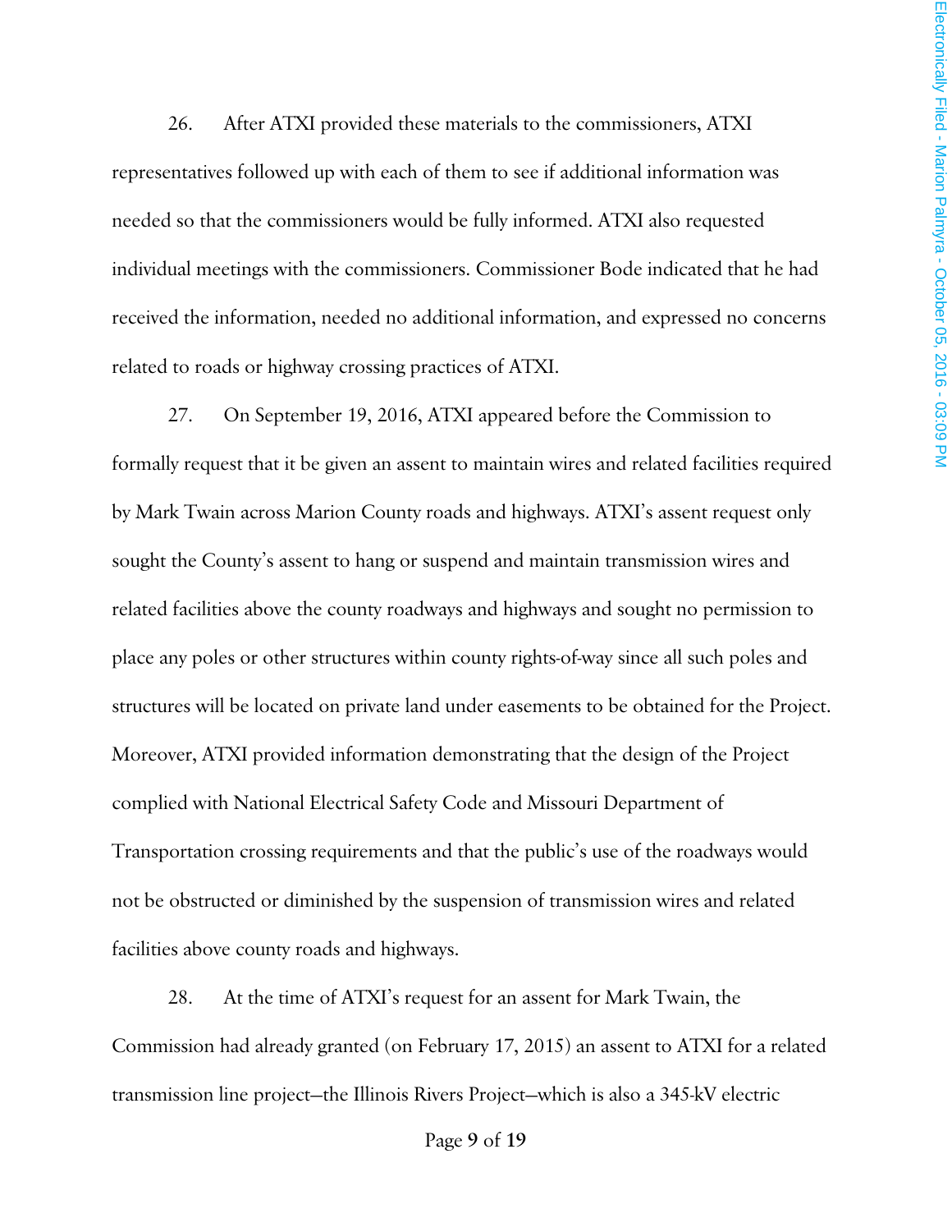26. After ATXI provided these materials to the commissioners, ATXI representatives followed up with each of them to see if additional information was needed so that the commissioners would be fully informed. ATXI also requested individual meetings with the commissioners. Commissioner Bode indicated that he had received the information, needed no additional information, and expressed no concerns related to roads or highway crossing practices of ATXI.

27. On September 19, 2016, ATXI appeared before the Commission to formally request that it be given an assent to maintain wires and related facilities required by Mark Twain across Marion County roads and highways. ATXI's assent request only sought the County's assent to hang or suspend and maintain transmission wires and related facilities above the county roadways and highways and sought no permission to place any poles or other structures within county rights-of-way since all such poles and structures will be located on private land under easements to be obtained for the Project. Moreover, ATXI provided information demonstrating that the design of the Project complied with National Electrical Safety Code and Missouri Department of Transportation crossing requirements and that the public's use of the roadways would not be obstructed or diminished by the suspension of transmission wires and related facilities above county roads and highways.

28. At the time of ATXI's request for an assent for Mark Twain, the Commission had already granted (on February 17, 2015) an assent to ATXI for a related transmission line project—the Illinois Rivers Project—which is also a 345-kV electric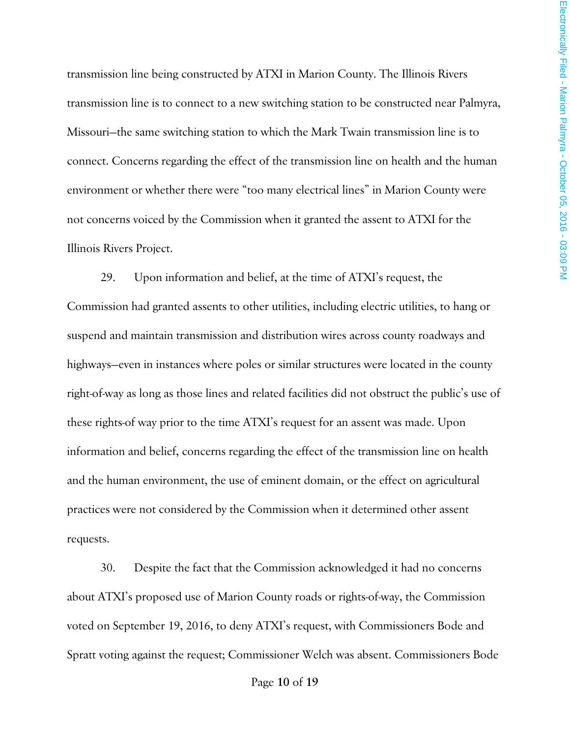transmission line being constructed by ATXI in Marion County. The Illinois Rivers transmission line is to connect to a new switching station to be constructed near Palmyra, Missouri—the same switching station to which the Mark Twain transmission line is to connect. Concerns regarding the effect of the transmission line on health and the human environment or whether there were "too many electrical lines" in Marion County were not concerns voiced by the Commission when it granted the assent to ATXI for the Illinois Rivers Project.

29. Upon information and belief, at the time of ATXI's request, the Commission had granted assents to other utilities, including electric utilities, to hang or suspend and maintain transmission and distribution wires across county roadways and highways—even in instances where poles or similar structures were located in the county right-of-way as long as those lines and related facilities did not obstruct the public's use of these rights-of way prior to the time ATXI's request for an assent was made. Upon information and belief, concerns regarding the effect of the transmission line on health and the human environment, the use of eminent domain, or the effect on agricultural practices were not considered by the Commission when it determined other assent requests.

30. Despite the fact that the Commission acknowledged it had no concerns about ATXI's proposed use of Marion County roads or rights-of-way, the Commission voted on September 19, 2016, to deny ATXI's request, with Commissioners Bode and Spratt voting against the request; Commissioner Welch was absent. Commissioners Bode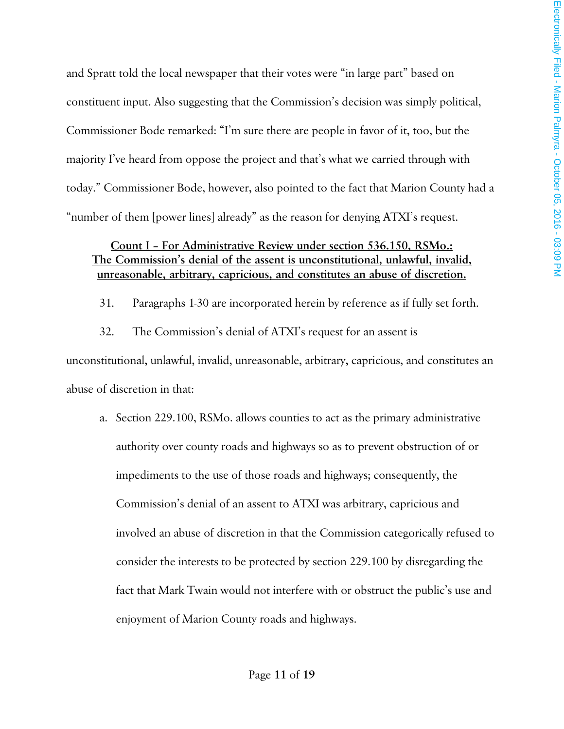and Spratt told the local newspaper that their votes were "in large part" based on constituent input. Also suggesting that the Commission's decision was simply political, Commissioner Bode remarked: "I'm sure there are people in favor of it, too, but the majority I've heard from oppose the project and that's what we carried through with today." Commissioner Bode, however, also pointed to the fact that Marion County had a "number of them [power lines] already" as the reason for denying ATXI's request.

**Count I – For Administrative Review under section 536.150, RSMo.: The Commission's denial of the assent is unconstitutional, unlawful, invalid, unreasonable, arbitrary, capricious, and constitutes an abuse of discretion.**

31. Paragraphs 1-30 are incorporated herein by reference as if fully set forth.

32. The Commission's denial of ATXI's request for an assent is unconstitutional, unlawful, invalid, unreasonable, arbitrary, capricious, and constitutes an abuse of discretion in that:

a. Section 229.100, RSMo. allows counties to act as the primary administrative authority over county roads and highways so as to prevent obstruction of or impediments to the use of those roads and highways; consequently, the Commission's denial of an assent to ATXI was arbitrary, capricious and involved an abuse of discretion in that the Commission categorically refused to consider the interests to be protected by section 229.100 by disregarding the fact that Mark Twain would not interfere with or obstruct the public's use and enjoyment of Marion County roads and highways.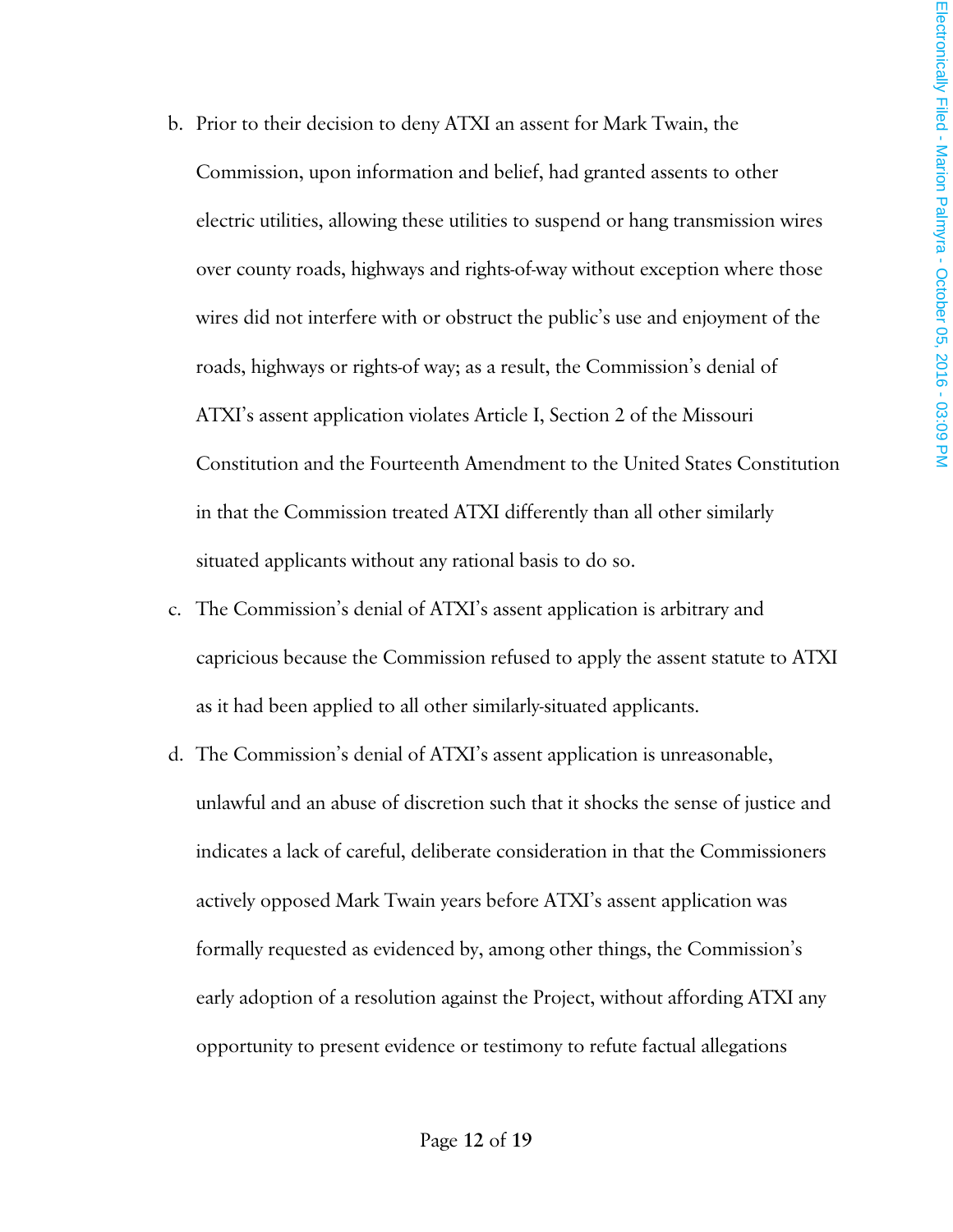b. Prior to their decision to deny ATXI an assent for Mark Twain, the Commission, upon information and belief, had granted assents to other electric utilities, allowing these utilities to suspend or hang transmission wires over county roads, highways and rights-of-way without exception where those wires did not interfere with or obstruct the public's use and enjoyment of the roads, highways or rights-of way; as a result, the Commission's denial of ATXI's assent application violates Article I, Section 2 of the Missouri Constitution and the Fourteenth Amendment to the United States Constitution in that the Commission treated ATXI differently than all other similarly situated applicants without any rational basis to do so.

c. The Commission's denial of ATXI's assent application is arbitrary and capricious because the Commission refused to apply the assent statute to ATXI as it had been applied to all other similarly-situated applicants.

d. The Commission's denial of ATXI's assent application is unreasonable, unlawful and an abuse of discretion such that it shocks the sense of justice and indicates a lack of careful, deliberate consideration in that the Commissioners actively opposed Mark Twain years before ATXI's assent application was formally requested as evidenced by, among other things, the Commission's early adoption of a resolution against the Project, without affording ATXI any opportunity to present evidence or testimony to refute factual allegations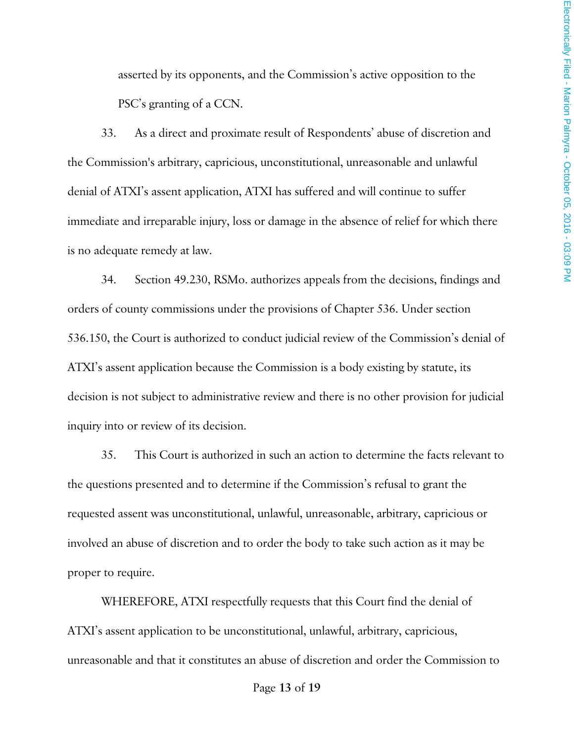asserted by its opponents, and the Commission's active opposition to the PSC's granting of a CCN.

33. As a direct and proximate result of Respondents' abuse of discretion and the Commission's arbitrary, capricious, unconstitutional, unreasonable and unlawful denial of ATXI's assent application, ATXI has suffered and will continue to suffer immediate and irreparable injury, loss or damage in the absence of relief for which there is no adequate remedy at law.

34. Section 49.230, RSMo. authorizes appeals from the decisions, findings and orders of county commissions under the provisions of Chapter 536. Under section 536.150, the Court is authorized to conduct judicial review of the Commission's denial of ATXI's assent application because the Commission is a body existing by statute, its decision is not subject to administrative review and there is no other provision for judicial inquiry into or review of its decision.

35. This Court is authorized in such an action to determine the facts relevant to the questions presented and to determine if the Commission's refusal to grant the requested assent was unconstitutional, unlawful, unreasonable, arbitrary, capricious or involved an abuse of discretion and to order the body to take such action as it may be proper to require.

WHEREFORE, ATXI respectfully requests that this Court find the denial of ATXI's assent application to be unconstitutional, unlawful, arbitrary, capricious, unreasonable and that it constitutes an abuse of discretion and order the Commission to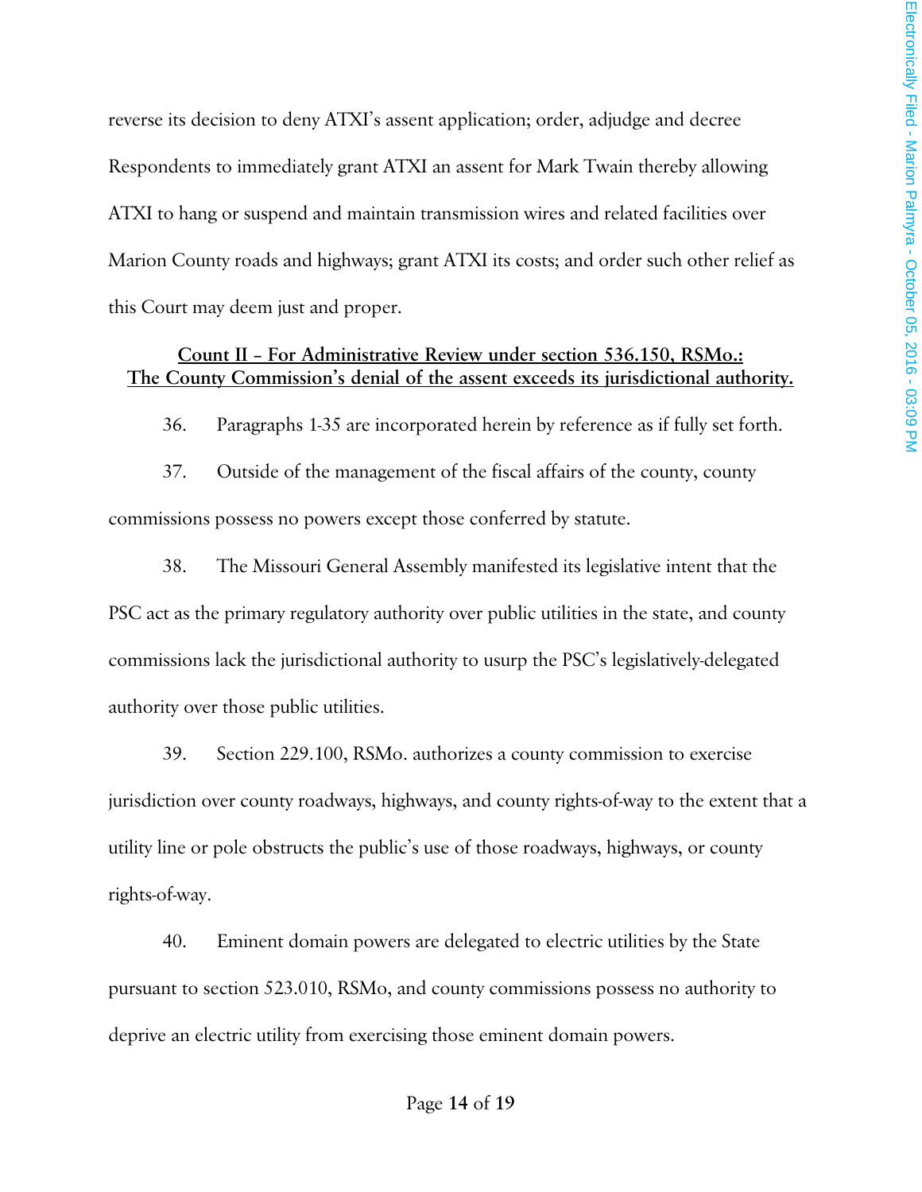reverse its decision to deny ATXI's assent application; order, adjudge and decree Respondents to immediately grant ATXI an assent for Mark Twain thereby allowing ATXI to hang or suspend and maintain transmission wires and related facilities over Marion County roads and highways; grant ATXI its costs; and order such other relief as this Court may deem just and proper.

**Count II – For Administrative Review under section 536.150, RSMo.: The County Commission's denial of the assent exceeds its jurisdictional authority.**

36. Paragraphs 1-35 are incorporated herein by reference as if fully set forth.

37. Outside of the management of the fiscal affairs of the county, county commissions possess no powers except those conferred by statute.

38. The Missouri General Assembly manifested its legislative intent that the PSC act as the primary regulatory authority over public utilities in the state, and county commissions lack the jurisdictional authority to usurp the PSC's legislatively-delegated authority over those public utilities.

39. Section 229.100, RSMo. authorizes a county commission to exercise jurisdiction over county roadways, highways, and county rights-of-way to the extent that a utility line or pole obstructs the public's use of those roadways, highways, or county rights-of-way.

40. Eminent domain powers are delegated to electric utilities by the State pursuant to section 523.010, RSMo, and county commissions possess no authority to deprive an electric utility from exercising those eminent domain powers.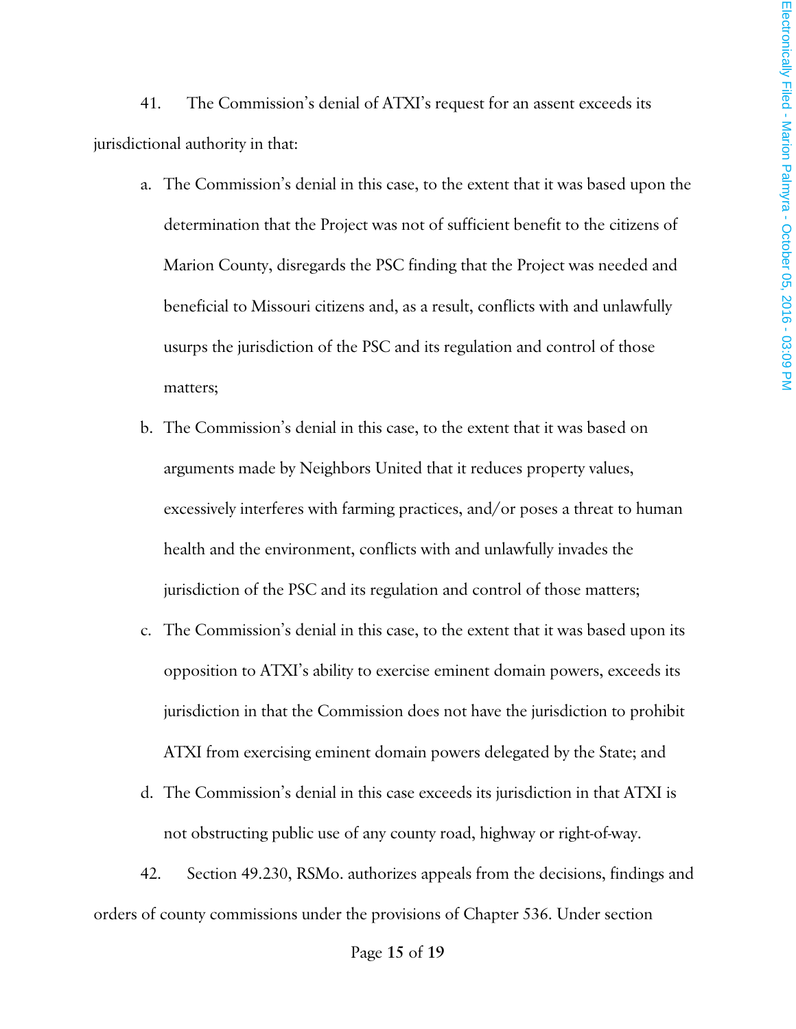41. The Commission's denial of ATXI's request for an assent exceeds its jurisdictional authority in that:

a. The Commission's denial in this case, to the extent that it was based upon the determination that the Project was not of sufficient benefit to the citizens of Marion County, disregards the PSC finding that the Project was needed and beneficial to Missouri citizens and, as a result, conflicts with and unlawfully usurps the jurisdiction of the PSC and its regulation and control of those matters;

b. The Commission's denial in this case, to the extent that it was based on arguments made by Neighbors United that it reduces property values, excessively interferes with farming practices, and/or poses a threat to human health and the environment, conflicts with and unlawfully invades the jurisdiction of the PSC and its regulation and control of those matters;

c. The Commission's denial in this case, to the extent that it was based upon its opposition to ATXI's ability to exercise eminent domain powers, exceeds its jurisdiction in that the Commission does not have the jurisdiction to prohibit ATXI from exercising eminent domain powers delegated by the State; and

d. The Commission's denial in this case exceeds its jurisdiction in that ATXI is not obstructing public use of any county road, highway or right-of-way.

42. Section 49.230, RSMo. authorizes appeals from the decisions, findings and orders of county commissions under the provisions of Chapter 536. Under section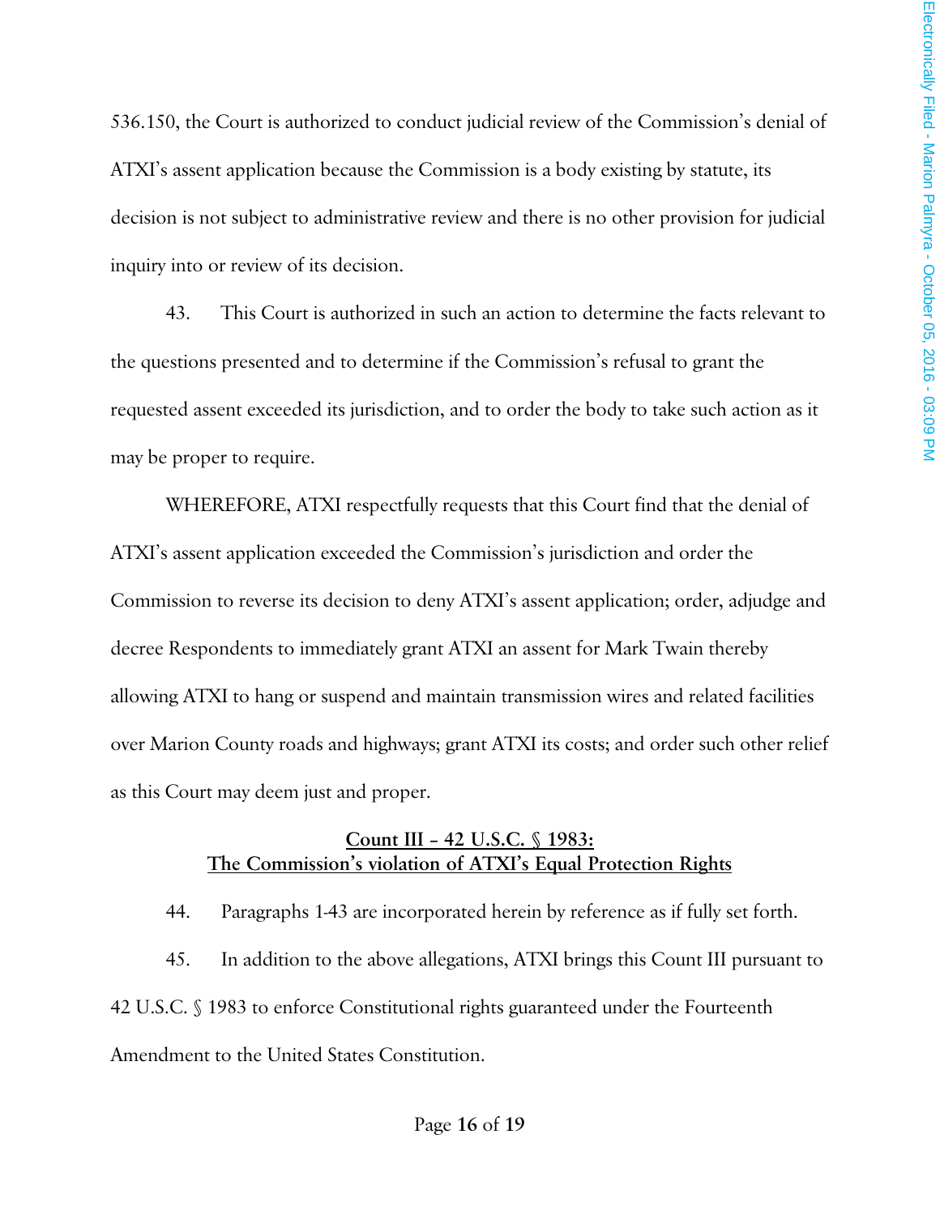536.150, the Court is authorized to conduct judicial review of the Commission's denial of ATXI's assent application because the Commission is a body existing by statute, its decision is not subject to administrative review and there is no other provision for judicial inquiry into or review of its decision.

43. This Court is authorized in such an action to determine the facts relevant to the questions presented and to determine if the Commission's refusal to grant the requested assent exceeded its jurisdiction, and to order the body to take such action as it may be proper to require.

WHEREFORE, ATXI respectfully requests that this Court find that the denial of ATXI's assent application exceeded the Commission's jurisdiction and order the Commission to reverse its decision to deny ATXI's assent application; order, adjudge and decree Respondents to immediately grant ATXI an assent for Mark Twain thereby allowing ATXI to hang or suspend and maintain transmission wires and related facilities over Marion County roads and highways; grant ATXI its costs; and order such other relief as this Court may deem just and proper.

## Count III – 42 U.S.C. § 1983: The Commission's violation of ATXI's Equal Protection Rights

44. Paragraphs 1-43 are incorporated herein by reference as if fully set forth.

45. In addition to the above allegations, ATXI brings this Count III pursuant to 42 U.S.C. § 1983 to enforce Constitutional rights guaranteed under the Fourteenth Amendment to the United States Constitution.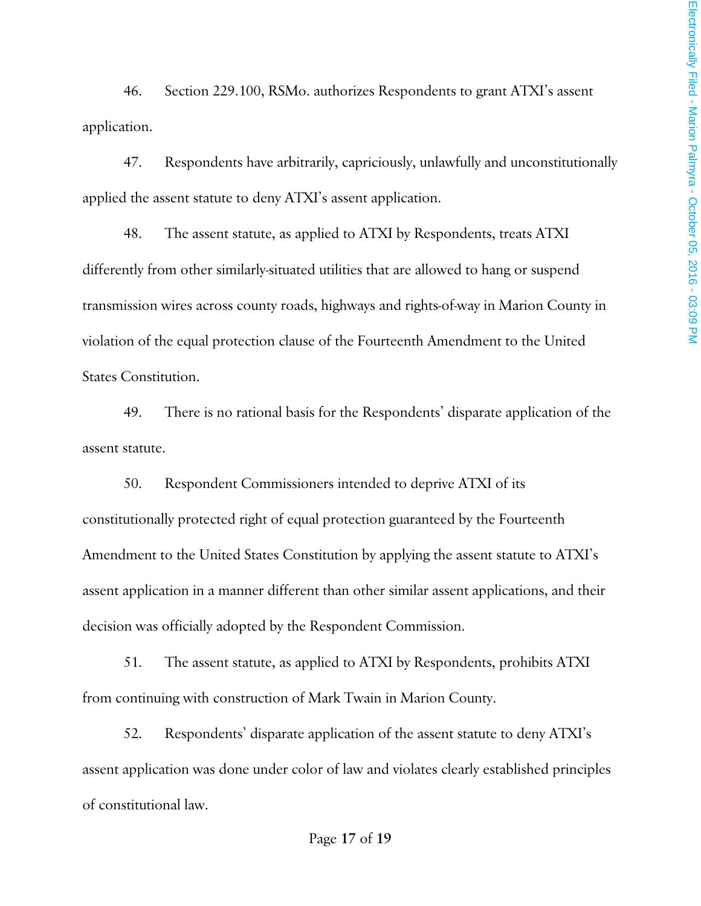46. Section 229.100, RSMo. authorizes Respondents to grant ATXI's assent application.

47. Respondents have arbitrarily, capriciously, unlawfully and unconstitutionally applied the assent statute to deny ATXI's assent application.

48. The assent statute, as applied to ATXI by Respondents, treats ATXI differently from other similarly-situated utilities that are allowed to hang or suspend transmission wires across county roads, highways and rights-of-way in Marion County in violation of the equal protection clause of the Fourteenth Amendment to the United States Constitution.

49. There is no rational basis for the Respondents' disparate application of the assent statute.

50. Respondent Commissioners intended to deprive ATXI of its constitutionally protected right of equal protection guaranteed by the Fourteenth Amendment to the United States Constitution by applying the assent statute to ATXI's assent application in a manner different than other similar assent applications, and their decision was officially adopted by the Respondent Commission.

51. The assent statute, as applied to ATXI by Respondents, prohibits ATXI from continuing with construction of Mark Twain in Marion County.

52. Respondents' disparate application of the assent statute to deny ATXI's assent application was done under color of law and violates clearly established principles of constitutional law.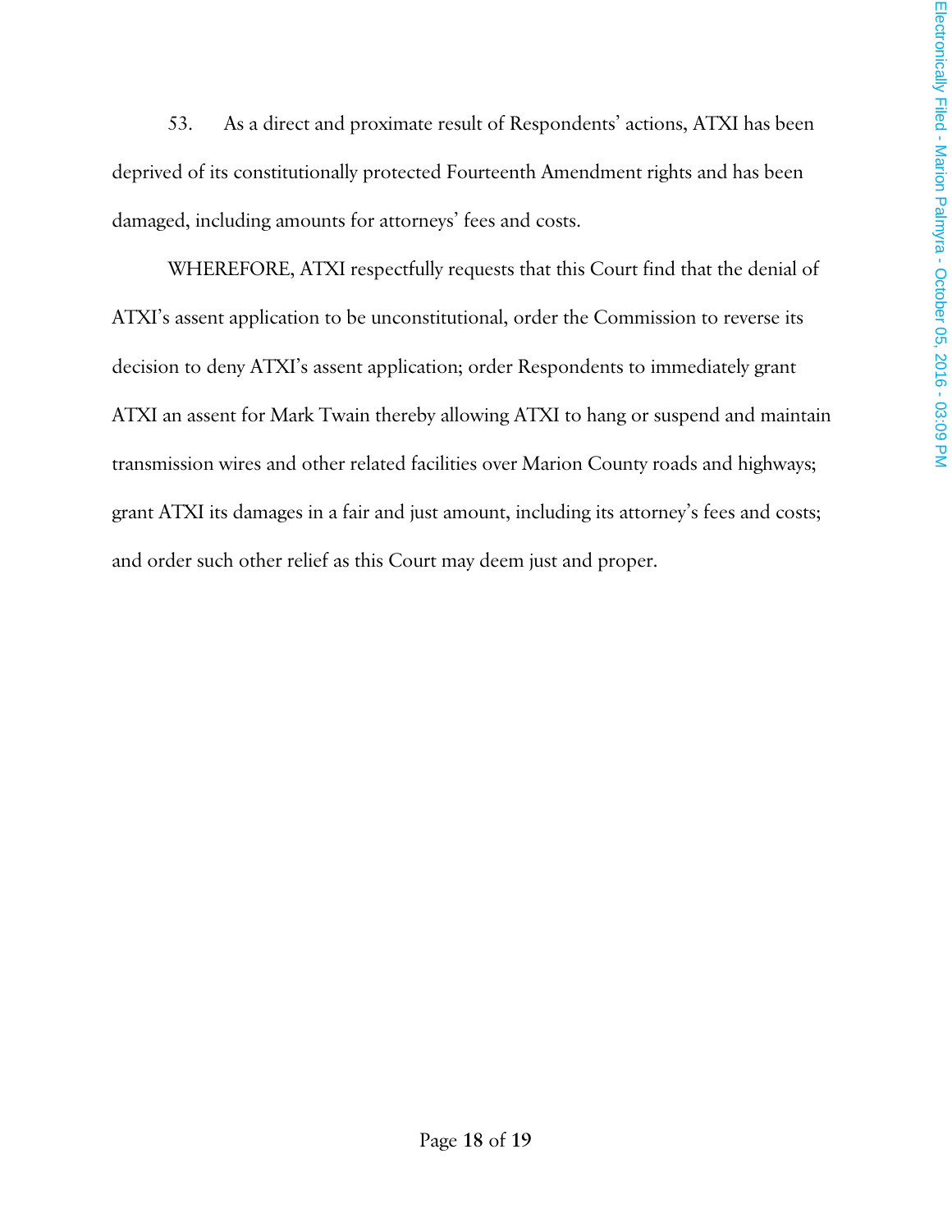53. As a direct and proximate result of Respondents' actions, ATXI has been deprived of its constitutionally protected Fourteenth Amendment rights and has been damaged, including amounts for attorneys' fees and costs.

WHEREFORE, ATXI respectfully requests that this Court find that the denial of ATXI's assent application to be unconstitutional, order the Commission to reverse its decision to deny ATXI's assent application; order Respondents to immediately grant ATXI an assent for Mark Twain thereby allowing ATXI to hang or suspend and maintain transmission wires and other related facilities over Marion County roads and highways; grant ATXI its damages in a fair and just amount, including its attorney's fees and costs; and order such other relief as this Court may deem just and proper.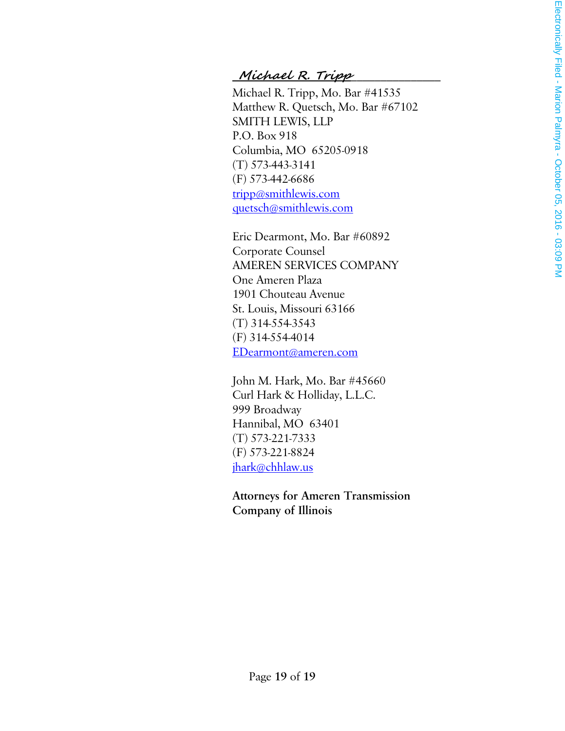*/s/ Michael R. Tripp*

Michael R. Tripp, Mo. Bar #41535
Matthew R. Quetsch, Mo. Bar #67102
SMITH LEWIS, LLP
P.O. Box 918
Columbia, MO 65205-0918
(T) 573-443-3141
(F) 573-442-6686
tripp@smithlewis.com
quetsch@smithlewis.com

Eric Dearmont, Mo. Bar #60892
Corporate Counsel
AMEREN SERVICES COMPANY
One Ameren Plaza
1901 Chouteau Avenue
St. Louis, Missouri 63166
(T) 314-554-3543
(F) 314-554-4014
EDearmont@ameren.com

John M. Hark, Mo. Bar #45660
Curl Hark & Holliday, L.L.C.
999 Broadway
Hannibal, MO 63401
(T) 573-221-7333
(F) 573-221-8824
jhark@chhlaw.us

**Attorneys for Ameren Transmission Company of Illinois**

Electronically Filed - Marion Palmyra - October 05, 2016 - 03:09 PM